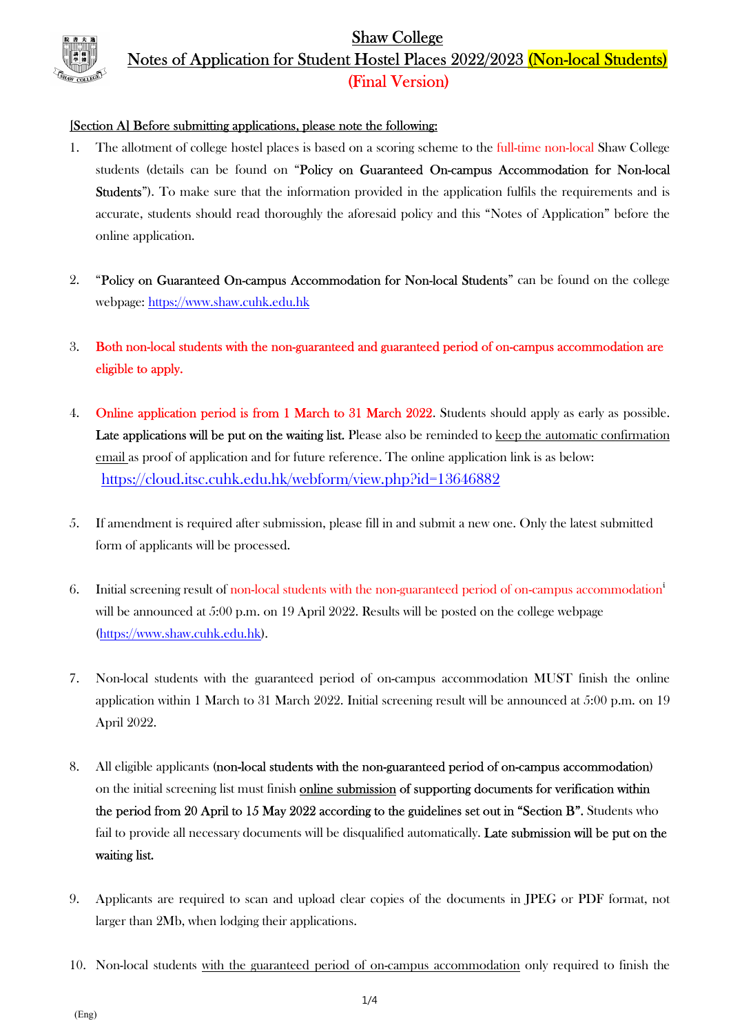# Shaw College
## Notes of Application for Student Hostel Places 2022/2023 (Non-local Students)
## (Final Version)

**[Section A] Before submitting applications, please note the following:**

1. The allotment of college hostel places is based on a scoring scheme to the full-time non-local Shaw College students (details can be found on "**Policy on Guaranteed On-campus Accommodation for Non-local Students**"). To make sure that the information provided in the application fulfils the requirements and is accurate, students should read thoroughly the aforesaid policy and this "Notes of Application" before the online application.

2. "**Policy on Guaranteed On-campus Accommodation for Non-local Students**" can be found on the college webpage: https://www.shaw.cuhk.edu.hk

3. Both non-local students with the non-guaranteed and guaranteed period of on-campus accommodation are eligible to apply.

4. Online application period is from 1 March to 31 March 2022. Students should apply as early as possible. **Late applications will be put on the waiting list.** Please also be reminded to keep the automatic confirmation email as proof of application and for future reference. The online application link is as below: https://cloud.itsc.cuhk.edu.hk/webform/view.php?id=13646882

5. If amendment is required after submission, please fill in and submit a new one. Only the latest submitted form of applicants will be processed.

6. Initial screening result of non-local students with the non-guaranteed period of on-campus accommodation[i] will be announced at 5:00 p.m. on 19 April 2022. Results will be posted on the college webpage (https://www.shaw.cuhk.edu.hk).

7. Non-local students with the guaranteed period of on-campus accommodation MUST finish the online application within 1 March to 31 March 2022. Initial screening result will be announced at 5:00 p.m. on 19 April 2022.

8. All eligible applicants (**non-local students with the non-guaranteed period of on-campus accommodation**) on the initial screening list must finish **online submission of supporting documents for verification within the period from 20 April to 15 May 2022 according to the guidelines set out in "Section B".** Students who fail to provide all necessary documents will be disqualified automatically. **Late submission will be put on the waiting list.**

9. Applicants are required to scan and upload clear copies of the documents in JPEG or PDF format, not larger than 2Mb, when lodging their applications.

10. Non-local students with the guaranteed period of on-campus accommodation only required to finish the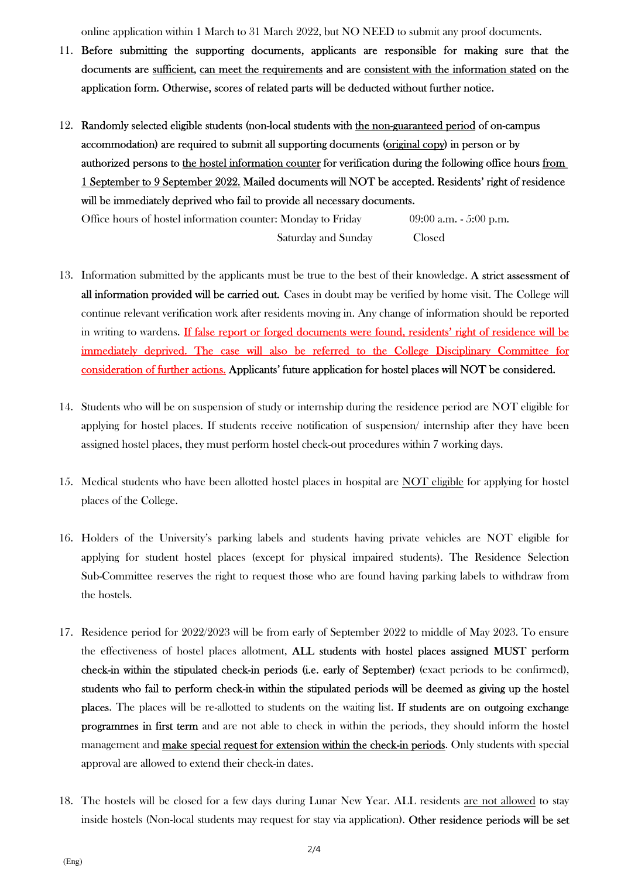online application within 1 March to 31 March 2022, but NO NEED to submit any proof documents.

11. **Before submitting the supporting documents, applicants are responsible for making sure that the documents are sufficient, can meet the requirements and are consistent with the information stated on the application form. Otherwise, scores of related parts will be deducted without further notice.**

12. **Randomly selected eligible students (non-local students with the non-guaranteed period of on-campus accommodation) are required to submit all supporting documents (original copy) in person or by authorized persons to the hostel information counter for verification during the following office hours from 1 September to 9 September 2022. Mailed documents will NOT be accepted. Residents' right of residence will be immediately deprived who fail to provide all necessary documents.**

    Office hours of hostel information counter: Monday to Friday 09:00 a.m. - 5:00 p.m.

    Saturday and Sunday Closed

13. Information submitted by the applicants must be true to the best of their knowledge. **A strict assessment of all information provided will be carried out.** Cases in doubt may be verified by home visit. The College will continue relevant verification work after residents moving in. Any change of information should be reported in writing to wardens. If false report or forged documents were found, residents' right of residence will be immediately deprived. The case will also be referred to the College Disciplinary Committee for consideration of further actions. **Applicants' future application for hostel places will NOT be considered.**

14. Students who will be on suspension of study or internship during the residence period are NOT eligible for applying for hostel places. If students receive notification of suspension/ internship after they have been assigned hostel places, they must perform hostel check-out procedures within 7 working days.

15. Medical students who have been allotted hostel places in hospital are NOT eligible for applying for hostel places of the College.

16. Holders of the University's parking labels and students having private vehicles are NOT eligible for applying for student hostel places (except for physical impaired students). The Residence Selection Sub-Committee reserves the right to request those who are found having parking labels to withdraw from the hostels.

17. Residence period for 2022/2023 will be from early of September 2022 to middle of May 2023. To ensure the effectiveness of hostel places allotment, **ALL students with hostel places assigned MUST perform check-in within the stipulated check-in periods (i.e. early of September)** (exact periods to be confirmed), **students who fail to perform check-in within the stipulated periods will be deemed as giving up the hostel places.** The places will be re-allotted to students on the waiting list. **If students are on outgoing exchange programmes in first term** and are not able to check in within the periods, they should inform the hostel management and make special request for extension within the check-in periods. Only students with special approval are allowed to extend their check-in dates.

18. The hostels will be closed for a few days during Lunar New Year. ALL residents are not allowed to stay inside hostels (Non-local students may request for stay via application). **Other residence periods will be set**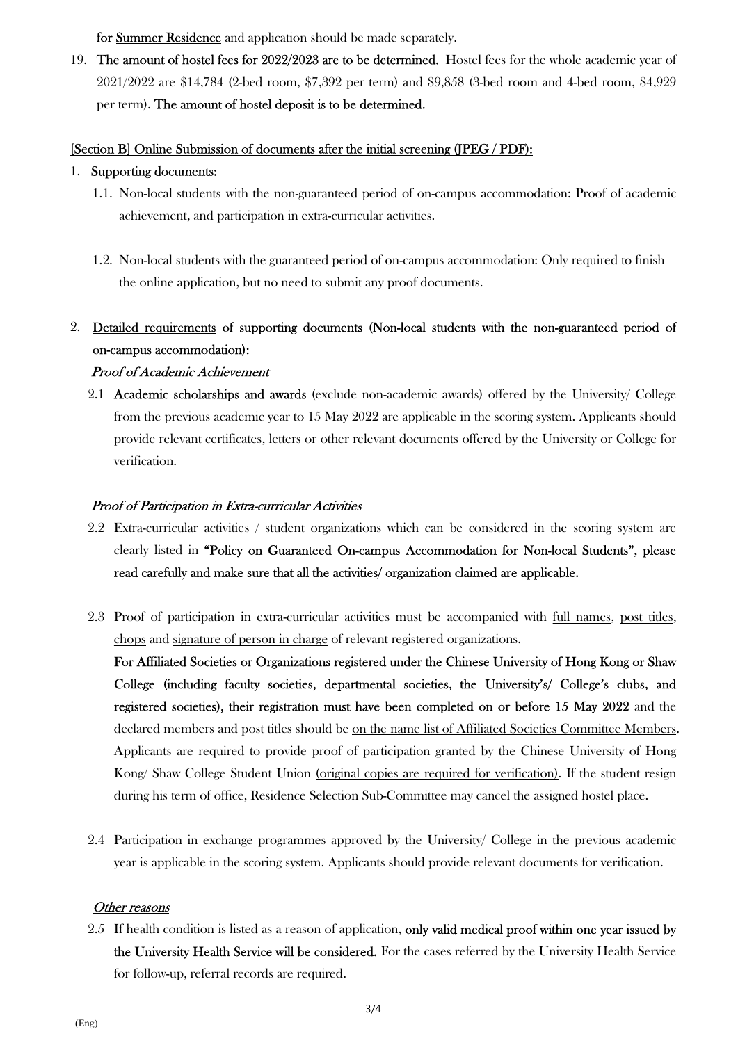for <u>Summer Residence</u> and application should be made separately.

19. **The amount of hostel fees for 2022/2023 are to be determined.** Hostel fees for the whole academic year of 2021/2022 are $14,784 (2-bed room, $7,392 per term) and $9,858 (3-bed room and 4-bed room, $4,929 per term). **The amount of hostel deposit is to be determined.**

<u>[Section B] Online Submission of documents after the initial screening (JPEG / PDF):</u>

1. **Supporting documents:**
   1.1. Non-local students with the non-guaranteed period of on-campus accommodation: Proof of academic achievement, and participation in extra-curricular activities.

   1.2. Non-local students with the guaranteed period of on-campus accommodation: Only required to finish the online application, but no need to submit any proof documents.

2. **<u>Detailed requirements</u> of supporting documents (Non-local students with the non-guaranteed period of on-campus accommodation):**

   ***<u>Proof of Academic Achievement</u>***

   2.1 **Academic scholarships and awards** (exclude non-academic awards) offered by the University/ College from the previous academic year to 15 May 2022 are applicable in the scoring system. Applicants should provide relevant certificates, letters or other relevant documents offered by the University or College for verification.

   ***<u>Proof of Participation in Extra-curricular Activities</u>***

   2.2 Extra-curricular activities / student organizations which can be considered in the scoring system are clearly listed in **"Policy on Guaranteed On-campus Accommodation for Non-local Students", please read carefully and make sure that all the activities/ organization claimed are applicable.**

   2.3 Proof of participation in extra-curricular activities must be accompanied with <u>full names</u>, <u>post titles</u>, <u>chops</u> and <u>signature of person in charge</u> of relevant registered organizations.
   **For Affiliated Societies or Organizations registered under the Chinese University of Hong Kong or Shaw College (including faculty societies, departmental societies, the University's/ College's clubs, and registered societies), their registration must have been completed on or before 15 May 2022** and the declared members and post titles should be <u>on the name list of Affiliated Societies Committee Members</u>. Applicants are required to provide <u>proof of participation</u> granted by the Chinese University of Hong Kong/ Shaw College Student Union <u>(original copies are required for verification)</u>. If the student resign during his term of office, Residence Selection Sub-Committee may cancel the assigned hostel place.

   2.4 Participation in exchange programmes approved by the University/ College in the previous academic year is applicable in the scoring system. Applicants should provide relevant documents for verification.

   ***<u>Other reasons</u>***

   2.5 If health condition is listed as a reason of application, **only valid medical proof within one year issued by the University Health Service will be considered.** For the cases referred by the University Health Service for follow-up, referral records are required.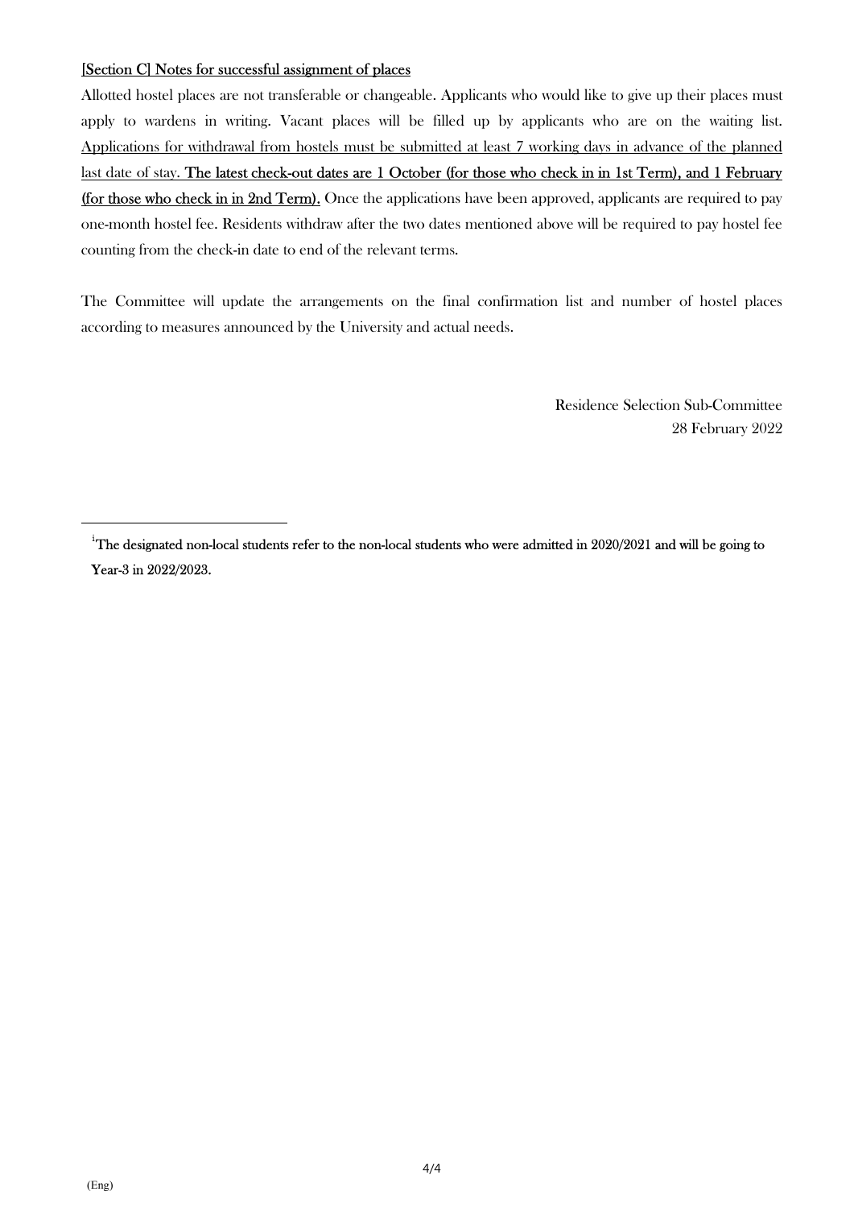[Section C] Notes for successful assignment of places

Allotted hostel places are not transferable or changeable. Applicants who would like to give up their places must apply to wardens in writing. Vacant places will be filled up by applicants who are on the waiting list. Applications for withdrawal from hostels must be submitted at least 7 working days in advance of the planned last date of stay. **The latest check-out dates are 1 October (for those who check in in 1st Term), and 1 February (for those who check in in 2nd Term).** Once the applications have been approved, applicants are required to pay one-month hostel fee. Residents withdraw after the two dates mentioned above will be required to pay hostel fee counting from the check-in date to end of the relevant terms.

The Committee will update the arrangements on the final confirmation list and number of hostel places according to measures announced by the University and actual needs.

Residence Selection Sub-Committee
28 February 2022

---

[i] The designated non-local students refer to the non-local students who were admitted in 2020/2021 and will be going to Year-3 in 2022/2023.

(Eng)